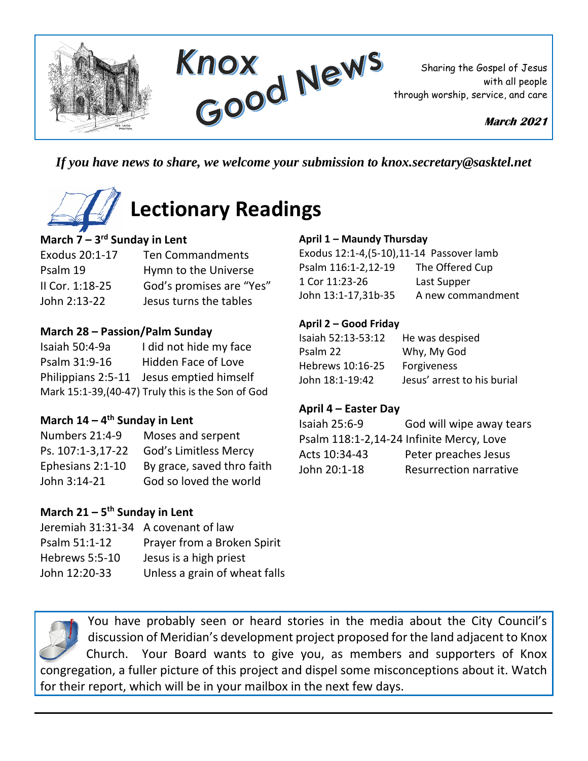# Knox Good News

Sharing the Gospel of Jesus with all people through worship, service, and care

**March 2021**

*If you have news to share, we welcome your submission to knox.secretary@sasktel.net*

## Lectionary Readings

**March 7 – 3rd Sunday in Lent**

| | |
|---|---|
| Exodus 20:1-17 | Ten Commandments |
| Psalm 19 | Hymn to the Universe |
| II Cor. 1:18-25 | God's promises are "Yes" |
| John 2:13-22 | Jesus turns the tables |

**March 14 – 4th Sunday in Lent**

| | |
|---|---|
| Numbers 21:4-9 | Moses and serpent |
| Ps. 107:1-3,17-22 | God's Limitless Mercy |
| Ephesians 2:1-10 | By grace, saved thro faith |
| John 3:14-21 | God so loved the world |

**March 21 – 5th Sunday in Lent**

| | |
|---|---|
| Jeremiah 31:31-34 | A covenant of law |
| Psalm 51:1-12 | Prayer from a Broken Spirit |
| Hebrews 5:5-10 | Jesus is a high priest |
| John 12:20-33 | Unless a grain of wheat falls |

**March 28 – Passion/Palm Sunday**

| | |
|---|---|
| Isaiah 50:4-9a | I did not hide my face |
| Psalm 31:9-16 | Hidden Face of Love |
| Philippians 2:5-11 | Jesus emptied himself |
| Mark 15:1-39,(40-47) | Truly this is the Son of God |

**April 1 – Maundy Thursday**

| | |
|---|---|
| Exodus 12:1-4,(5-10),11-14 | Passover lamb |
| Psalm 116:1-2,12-19 | The Offered Cup |
| 1 Cor 11:23-26 | Last Supper |
| John 13:1-17,31b-35 | A new commandment |

**April 2 – Good Friday**

| | |
|---|---|
| Isaiah 52:13-53:12 | He was despised |
| Psalm 22 | Why, My God |
| Hebrews 10:16-25 | Forgiveness |
| John 18:1-19:42 | Jesus' arrest to his burial |

**April 4 – Easter Day**

| | |
|---|---|
| Isaiah 25:6-9 | God will wipe away tears |
| Psalm 118:1-2,14-24 | Infinite Mercy, Love |
| Acts 10:34-43 | Peter preaches Jesus |
| John 20:1-18 | Resurrection narrative |

You have probably seen or heard stories in the media about the City Council's discussion of Meridian's development project proposed for the land adjacent to Knox Church. Your Board wants to give you, as members and supporters of Knox congregation, a fuller picture of this project and dispel some misconceptions about it. Watch for their report, which will be in your mailbox in the next few days.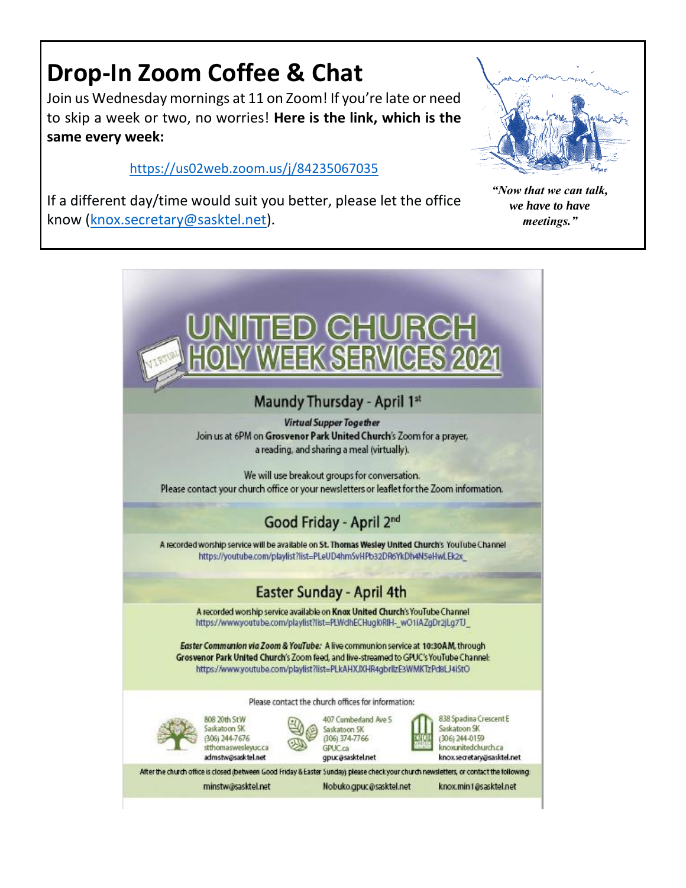# Drop-In Zoom Coffee & Chat

Join us Wednesday mornings at 11 on Zoom! If you're late or need to skip a week or two, no worries! **Here is the link, which is the same week every week:**

https://us02web.zoom.us/j/84235067035

If a different day/time would suit you better, please let the office know (knox.secretary@sasktel.net).

***"Now that we can talk, we have to have meetings."***

# UNITED CHURCH HOLY WEEK SERVICES 2021

VIRTUAL

## Maundy Thursday - April 1st

***Virtual Supper Together***

Join us at 6PM on **Grosvenor Park United Church**'s Zoom for a prayer, a reading, and sharing a meal (virtually).

We will use breakout groups for conversation. Please contact your church office or your newsletters or leaflet for the Zoom information.

## Good Friday - April 2nd

A recorded worship service will be available on **St. Thomas Wesley United Church**'s YouTube Channel
https://youtube.com/playlist?list=PLeUD4hmSvHPb32DR6YkDh4N5eHwLEk2x_

## Easter Sunday - April 4th

A recorded worship service available on **Knox United Church**'s YouTube Channel
https://www.youtube.com/playlist?list=PLWdhECHugloRIH-_wO1iAZgDr2jLg7TJ_

***Easter Communion via Zoom & YouTube:*** A live communion service at **10:30AM**, through **Grosvenor Park United Church**'s Zoom feed, and live-streamed to GPUC's YouTube Channel:
https://www.youtube.com/playlist?list=PLkAHXJXHR4gbrllzE3WMKTzPd8LJ4iStO

Please contact the church offices for information:

808 20th St W
Saskatoon SK
(306) 244-7676
stthomaswesleyuc.ca
admstw@sasktel.net

407 Cumberland Ave S
Saskatoon SK
(306) 374-7766
GPUC.ca
gpuc@sasktel.net

838 Spadina Crescent E
Saskatoon SK
(306) 244-0159
knoxunitedchurch.ca
knox.secretary@sasktel.net

After the church office is closed (between Good Friday & Easter Sunday) please check your church newsletters, or contact the following:

minstw@sasktel.net — Nobuko.gpuc@sasktel.net — knox.min1@sasktel.net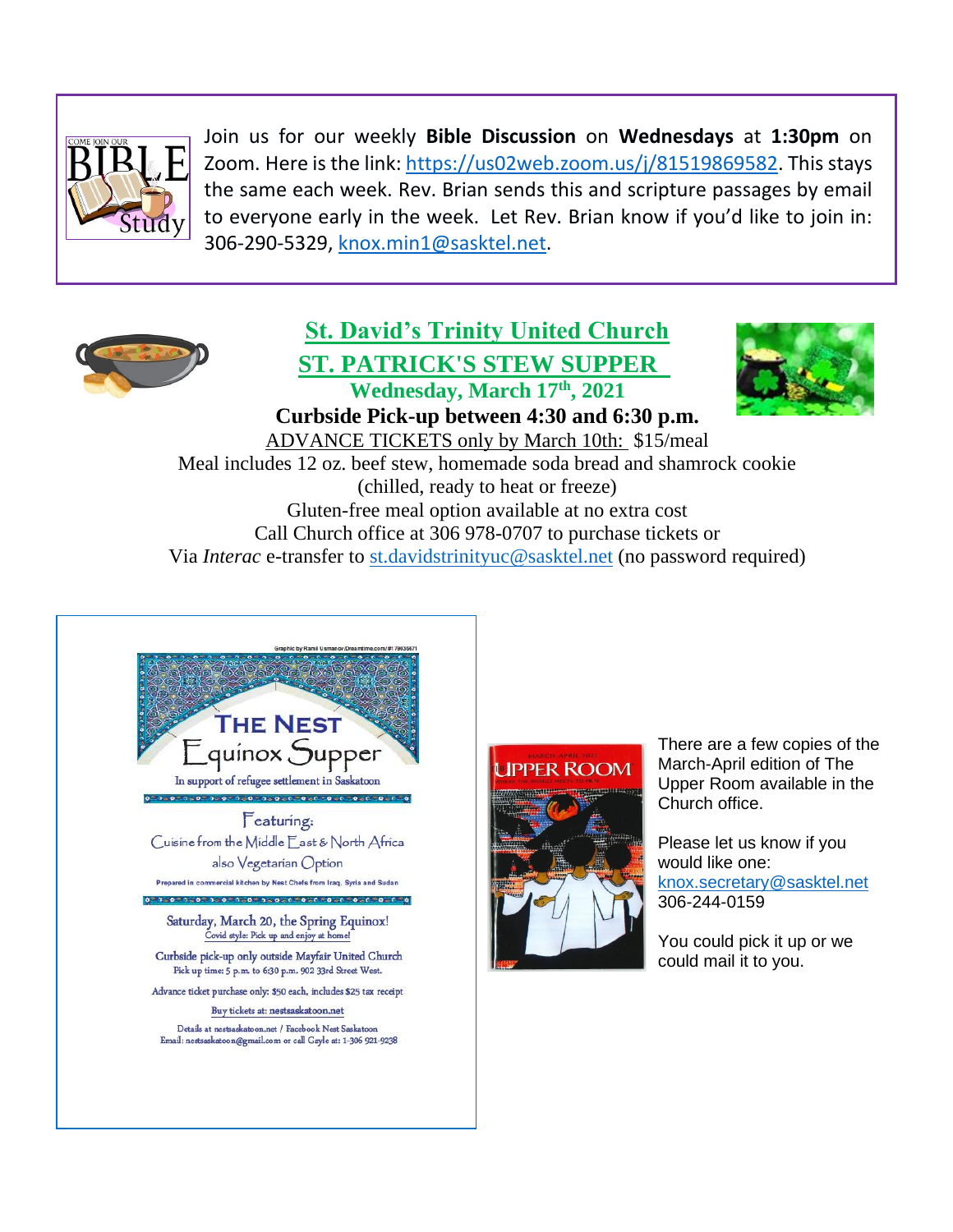Join us for our weekly **Bible Discussion** on **Wednesdays** at **1:30pm** on Zoom. Here is the link: https://us02web.zoom.us/j/81519869582. This stays the same each week. Rev. Brian sends this and scripture passages by email to everyone early in the week. Let Rev. Brian know if you'd like to join in: 306-290-5329, knox.min1@sasktel.net.

## St. David's Trinity United Church

## ST. PATRICK'S STEW SUPPER

**Wednesday, March 17th, 2021**

**Curbside Pick-up between 4:30 and 6:30 p.m.**

ADVANCE TICKETS only by March 10th: $15/meal

Meal includes 12 oz. beef stew, homemade soda bread and shamrock cookie (chilled, ready to heat or freeze)

Gluten-free meal option available at no extra cost

Call Church office at 306 978-0707 to purchase tickets or

Via *Interac* e-transfer to st.davidstrinityuc@sasktel.net (no password required)

Graphic by Ramil Usmanov/Dreamtime.com/#179035671

## THE NEST Equinox Supper

In support of refugee settlement in Saskatoon

Featuring:

Cuisine from the Middle East & North Africa

also Vegetarian Option

Prepared in commercial kitchen by Nest Chefs from Iraq, Syria and Sudan

Saturday, March 20, the Spring Equinox!

Covid style: Pick up and enjoy at home!

Curbside pick-up only outside Mayfair United Church

Pick up time: 5 p.m. to 6:30 p.m. 902 33rd Street West.

Advance ticket purchase only: $50 each, includes $25 tax receipt

Buy tickets at: nestsaskatoon.net

Details at nestsaskatoon.net / Facebook Nest Saskatoon

Email: nestsaskatoon@gmail.com or call Gayle at: 1-306 921-9238

There are a few copies of the March-April edition of The Upper Room available in the Church office.

Please let us know if you would like one:
knox.secretary@sasktel.net
306-244-0159

You could pick it up or we could mail it to you.